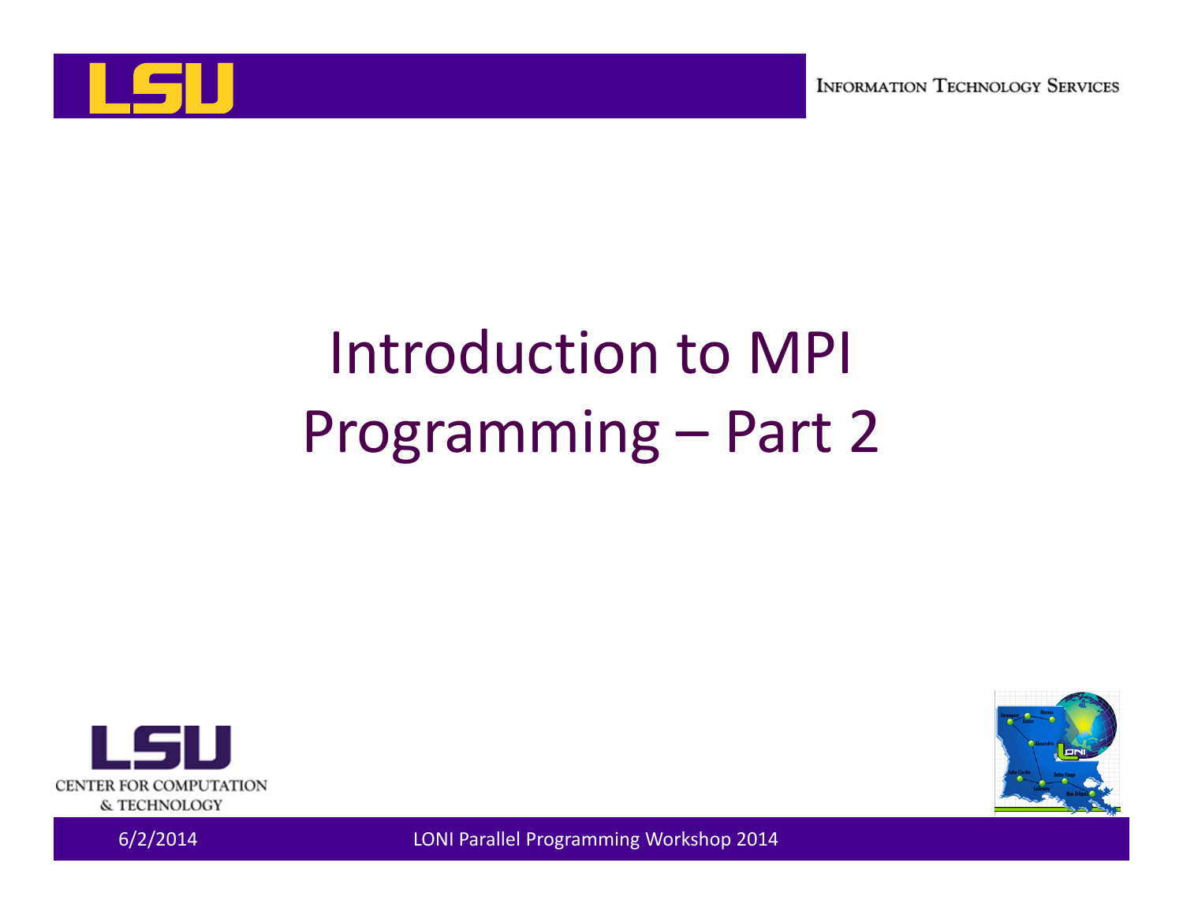# Introduction to MPI Programming – Part 2

6/2/2014

LONI Parallel Programming Workshop 2014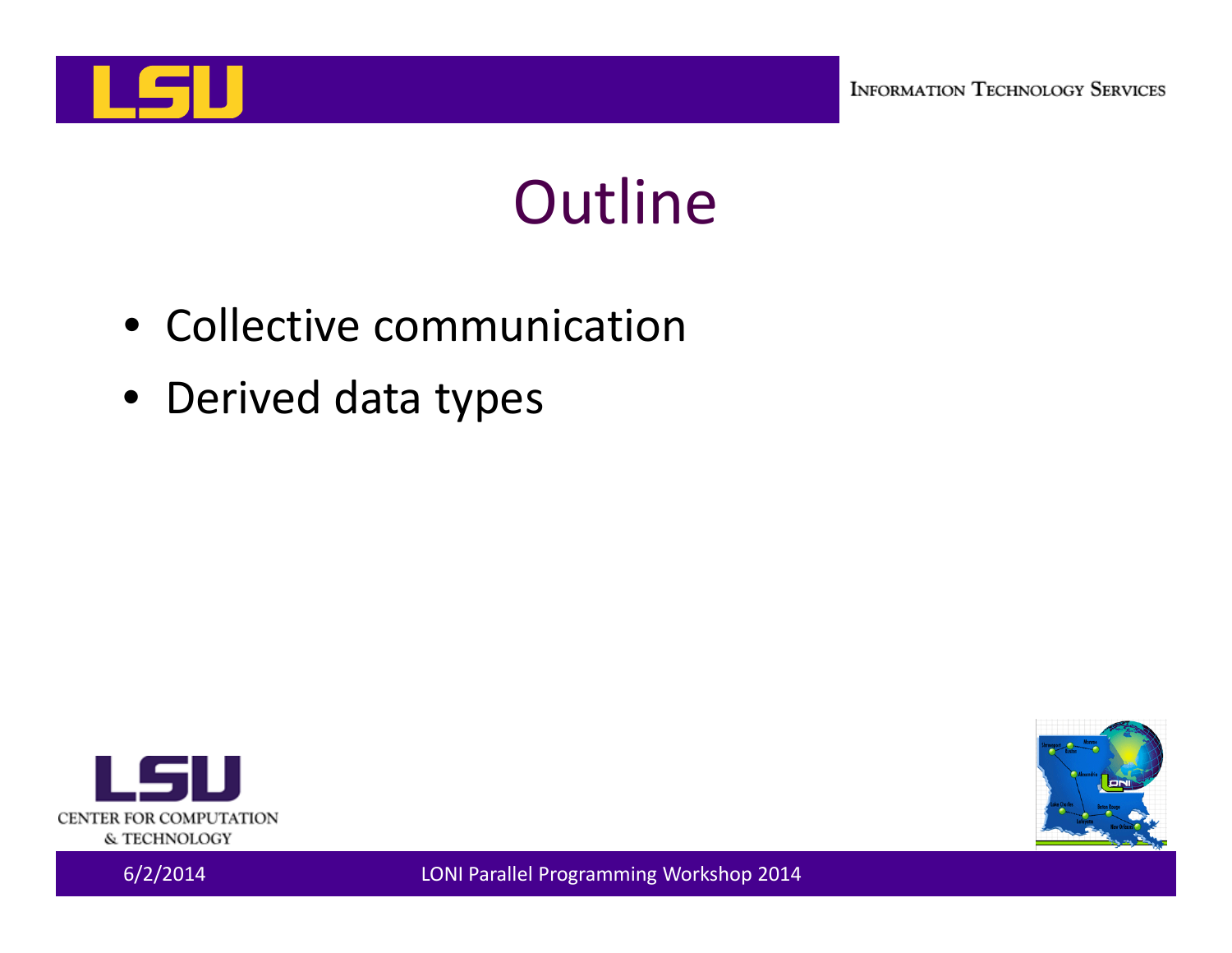# Outline

- Collective communication
- Derived data types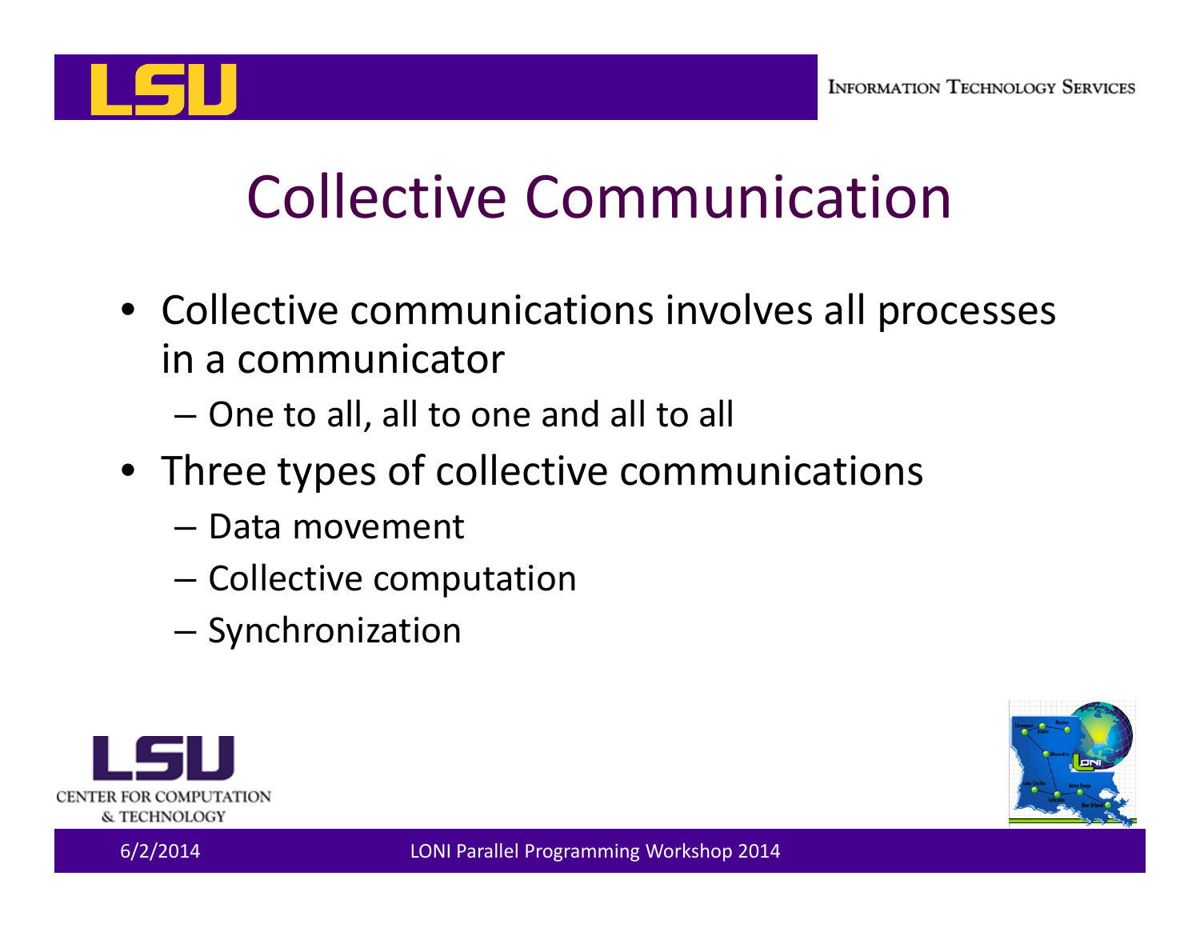# Collective Communication

- Collective communications involves all processes in a communicator
  - One to all, all to one and all to all
- Three types of collective communications
  - Data movement
  - Collective computation
  - Synchronization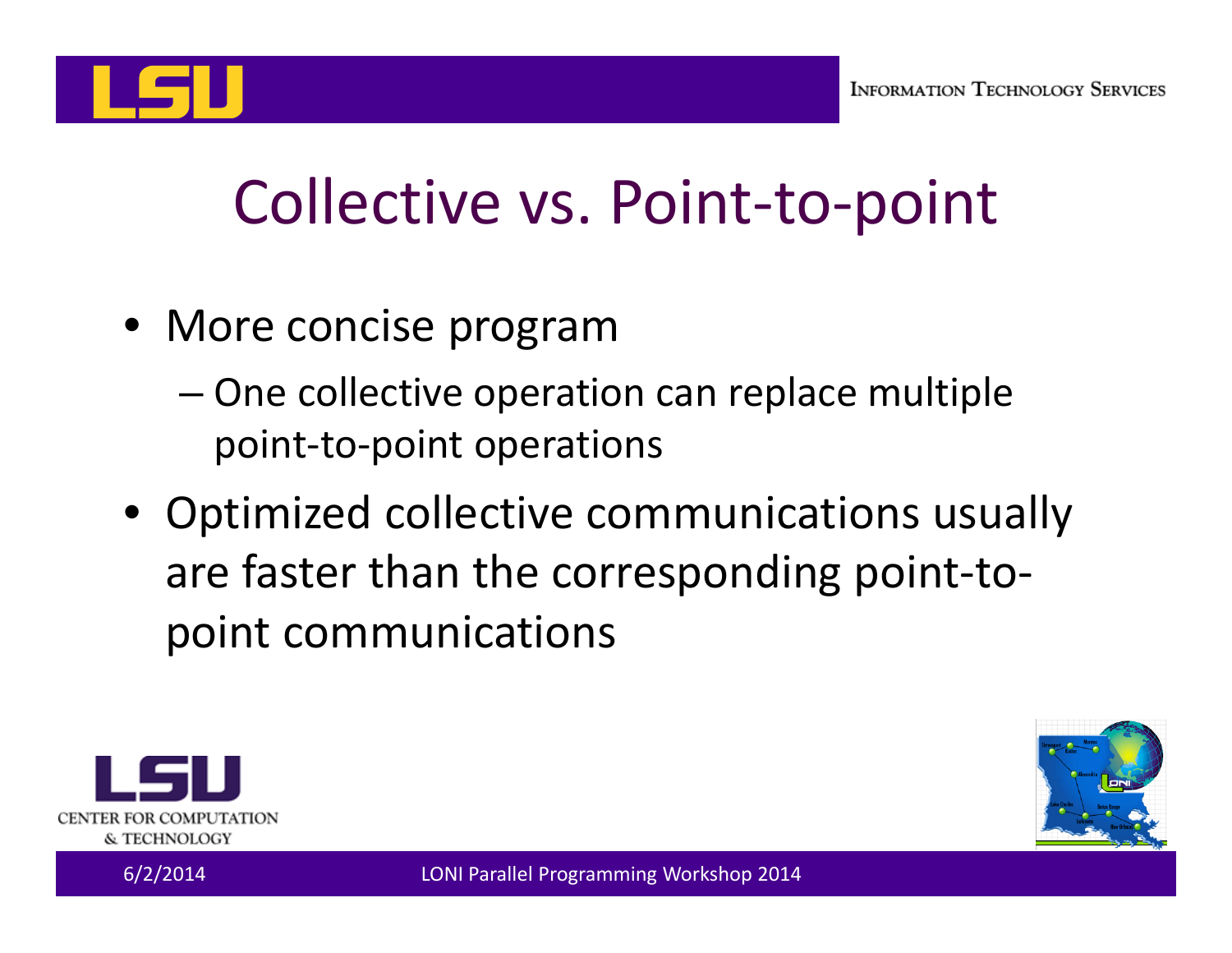# Collective vs. Point-to-point

- More concise program
  - One collective operation can replace multiple point-to-point operations
- Optimized collective communications usually are faster than the corresponding point-to-point communications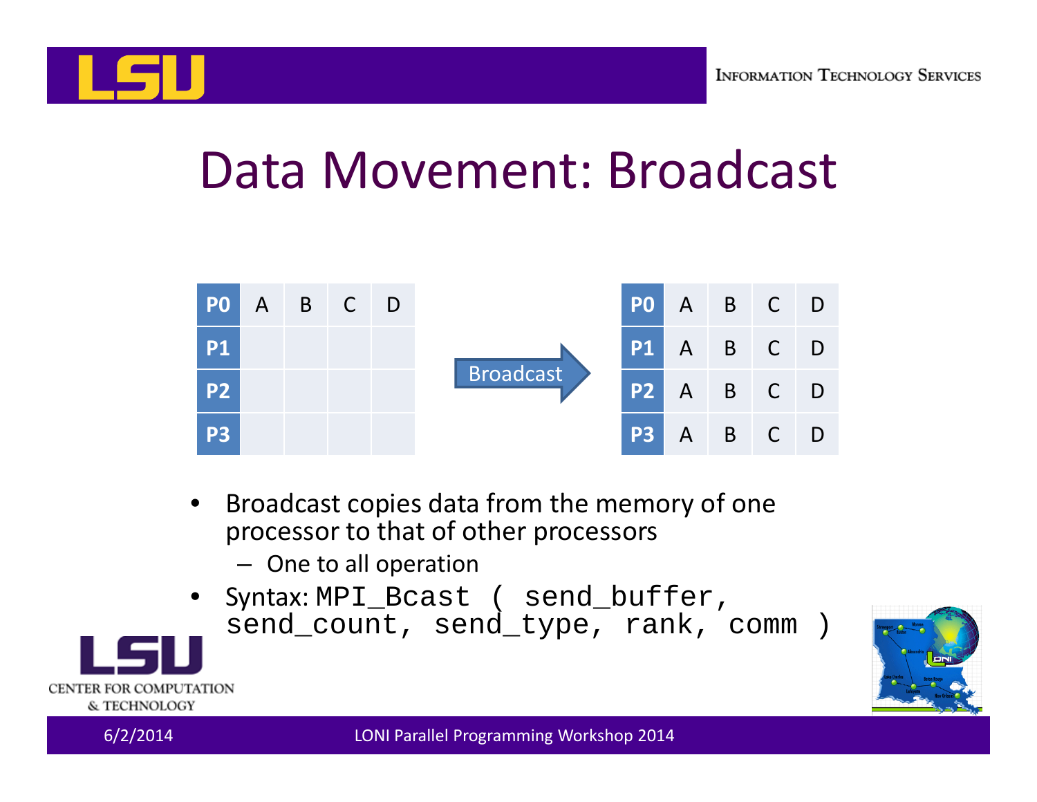# Data Movement: Broadcast

| | | | | |
|---|---|---|---|---|
| **P0** | A | B | C | D |
| **P1** | | | | |
| **P2** | | | | |
| **P3** | | | | |

Broadcast →

| | | | | |
|---|---|---|---|---|
| **P0** | A | B | C | D |
| **P1** | A | B | C | D |
| **P2** | A | B | C | D |
| **P3** | A | B | C | D |

- Broadcast copies data from the memory of one processor to that of other processors
  - One to all operation
- Syntax: `MPI_Bcast ( send_buffer, send_count, send_type, rank, comm )`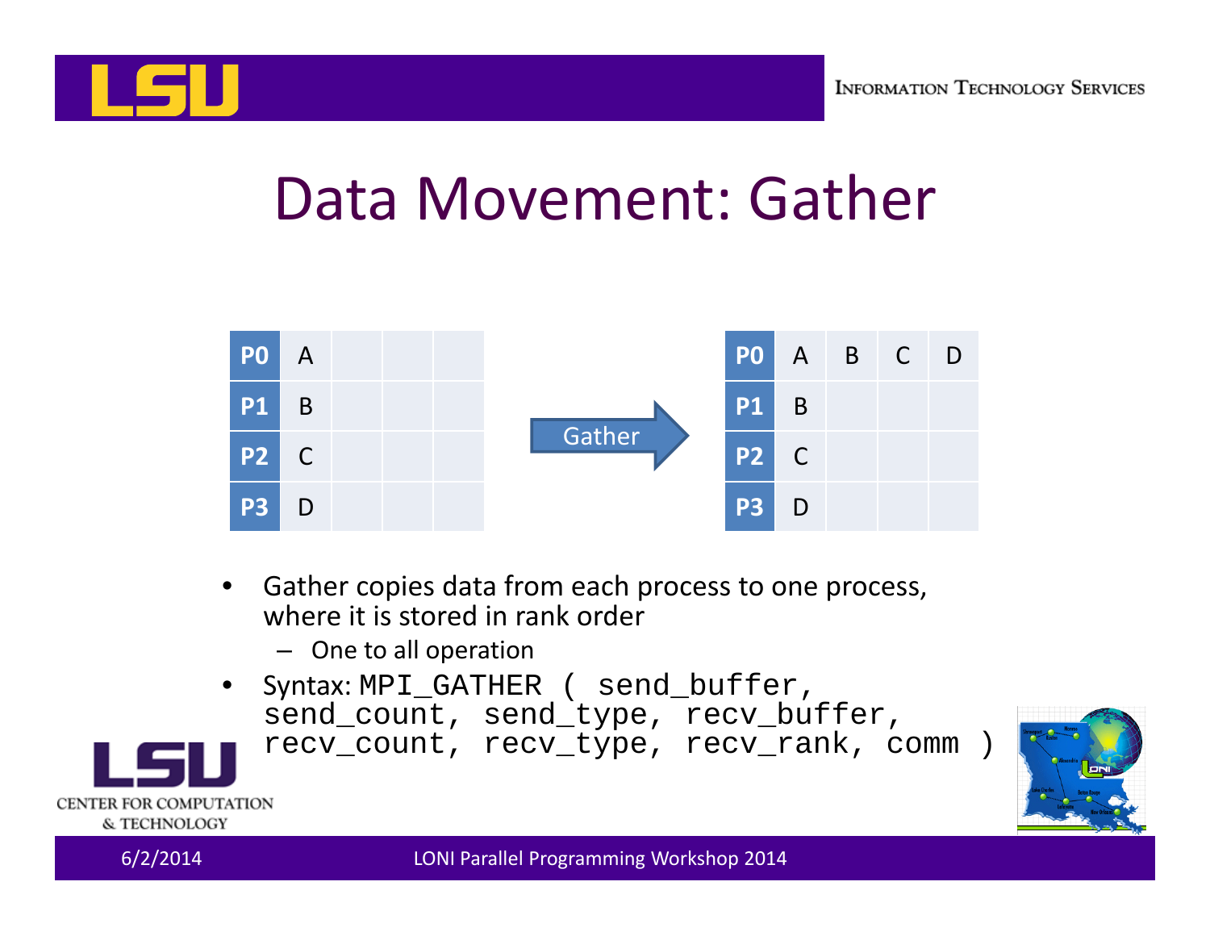# Data Movement: Gather

| P0 | A | | | |
|---|---|---|---|---|
| P1 | B | | | |
| P2 | C | | | |
| P3 | D | | | |

Gather →

| P0 | A | B | C | D |
|---|---|---|---|---|
| P1 | B | | | |
| P2 | C | | | |
| P3 | D | | | |

- Gather copies data from each process to one process, where it is stored in rank order
  - One to all operation
- Syntax: `MPI_GATHER ( send_buffer, send_count, send_type, recv_buffer, recv_count, recv_type, recv_rank, comm )`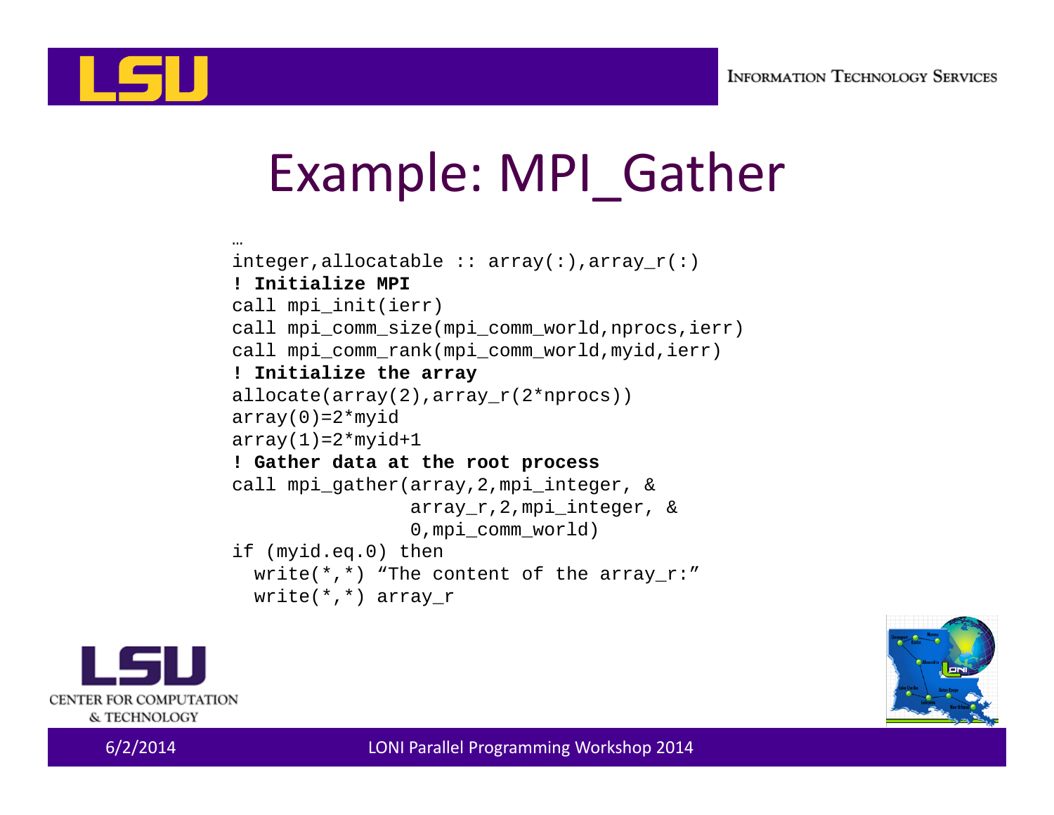# Example: MPI_Gather

```
…
integer,allocatable :: array(:),array_r(:)
! Initialize MPI
call mpi_init(ierr)
call mpi_comm_size(mpi_comm_world,nprocs,ierr)
call mpi_comm_rank(mpi_comm_world,myid,ierr)
! Initialize the array
allocate(array(2),array_r(2*nprocs))
array(0)=2*myid
array(1)=2*myid+1
! Gather data at the root process
call mpi_gather(array,2,mpi_integer, &
                array_r,2,mpi_integer, &
                0,mpi_comm_world)
if (myid.eq.0) then
  write(*,*) "The content of the array_r:"
  write(*,*) array_r
```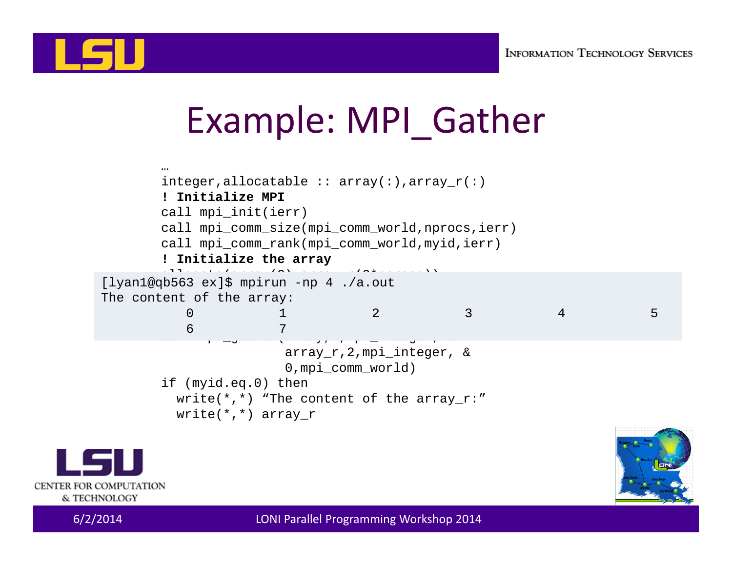# Example: MPI_Gather

```
…
integer,allocatable :: array(:),array_r(:)
! Initialize MPI
call mpi_init(ierr)
call mpi_comm_size(mpi_comm_world,nprocs,ierr)
call mpi_comm_rank(mpi_comm_world,myid,ierr)
! Initialize the array
```

```
[lyan1@qb563 ex]$ mpirun -np 4 ./a.out
The content of the array:
         0           1           2           3           4           5
         6           7
```

```
                array_r,2,mpi_integer, &
                0,mpi_comm_world)
if (myid.eq.0) then
  write(*,*) "The content of the array_r:"
  write(*,*) array_r
```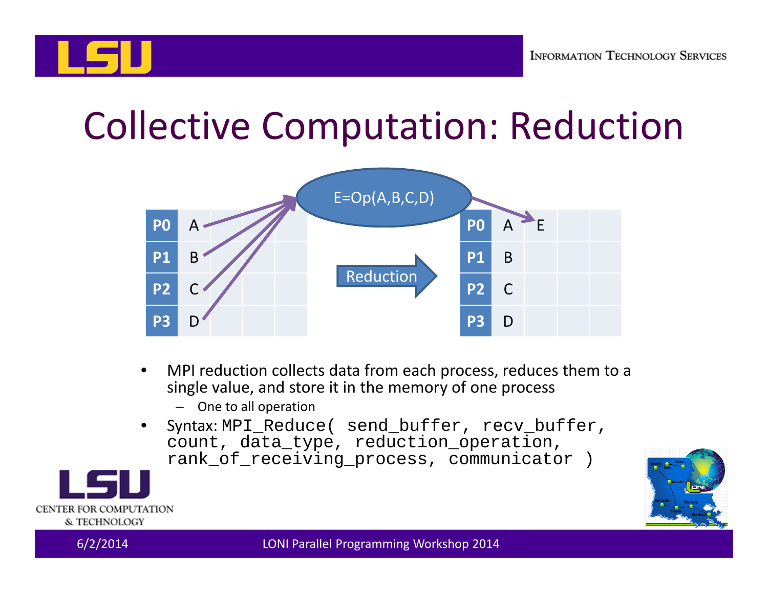# Collective Computation: Reduction

| P0 | A |
|---|---|
| P1 | B |
| P2 | C |
| P3 | D |

E=Op(A,B,C,D)

Reduction

| P0 | A | E |
|---|---|---|
| P1 | B | |
| P2 | C | |
| P3 | D | |

- MPI reduction collects data from each process, reduces them to a single value, and store it in the memory of one process
  - One to all operation
- Syntax: `MPI_Reduce( send_buffer, recv_buffer, count, data_type, reduction_operation, rank_of_receiving_process, communicator )`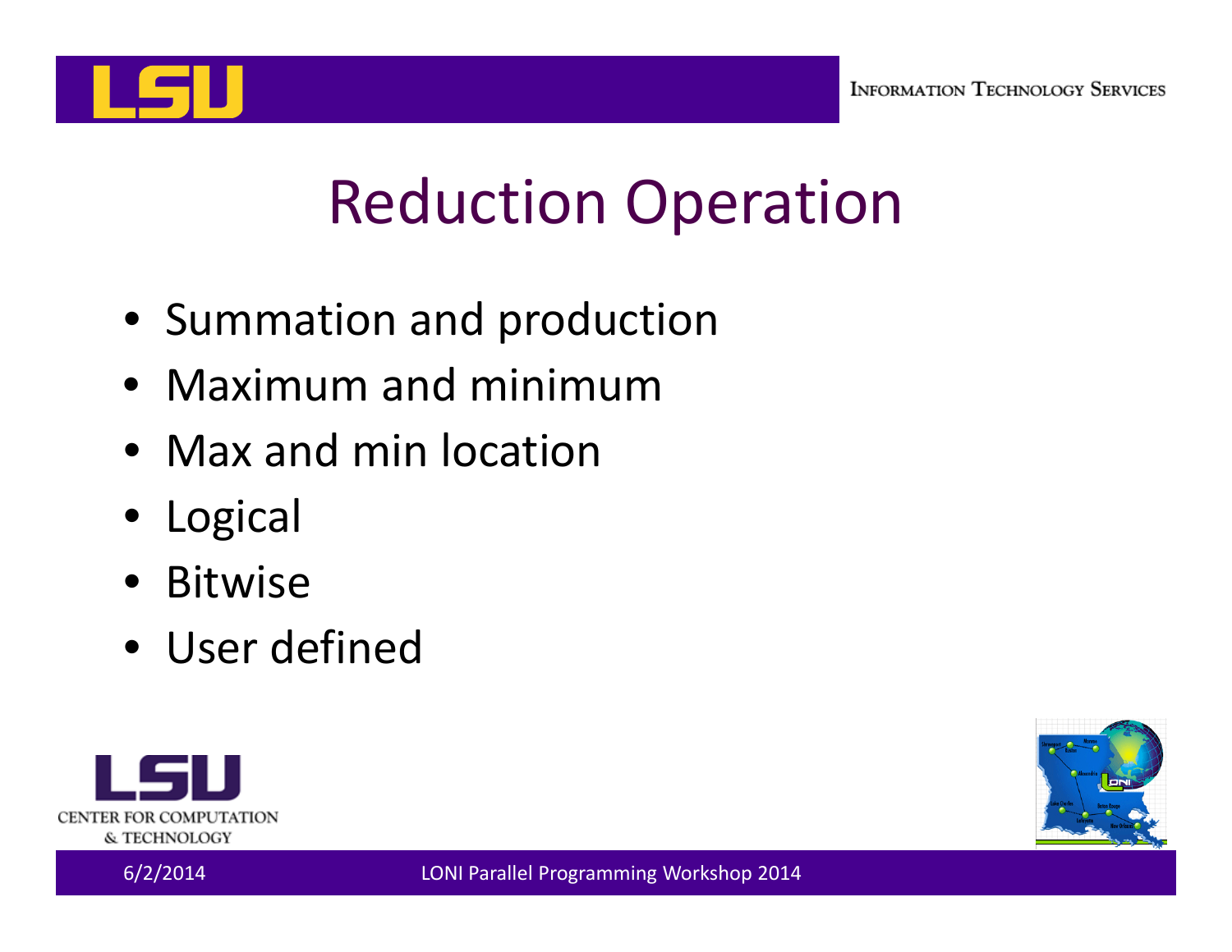# Reduction Operation

- Summation and production
- Maximum and minimum
- Max and min location
- Logical
- Bitwise
- User defined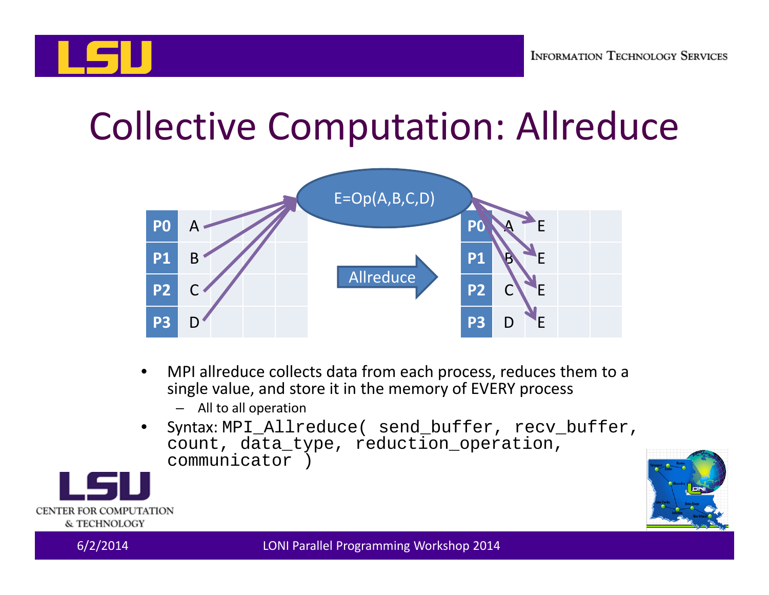# Collective Computation: Allreduce

- MPI allreduce collects data from each process, reduces them to a single value, and store it in the memory of EVERY process
  - All to all operation
- Syntax: `MPI_Allreduce( send_buffer, recv_buffer, count, data_type, reduction_operation, communicator )`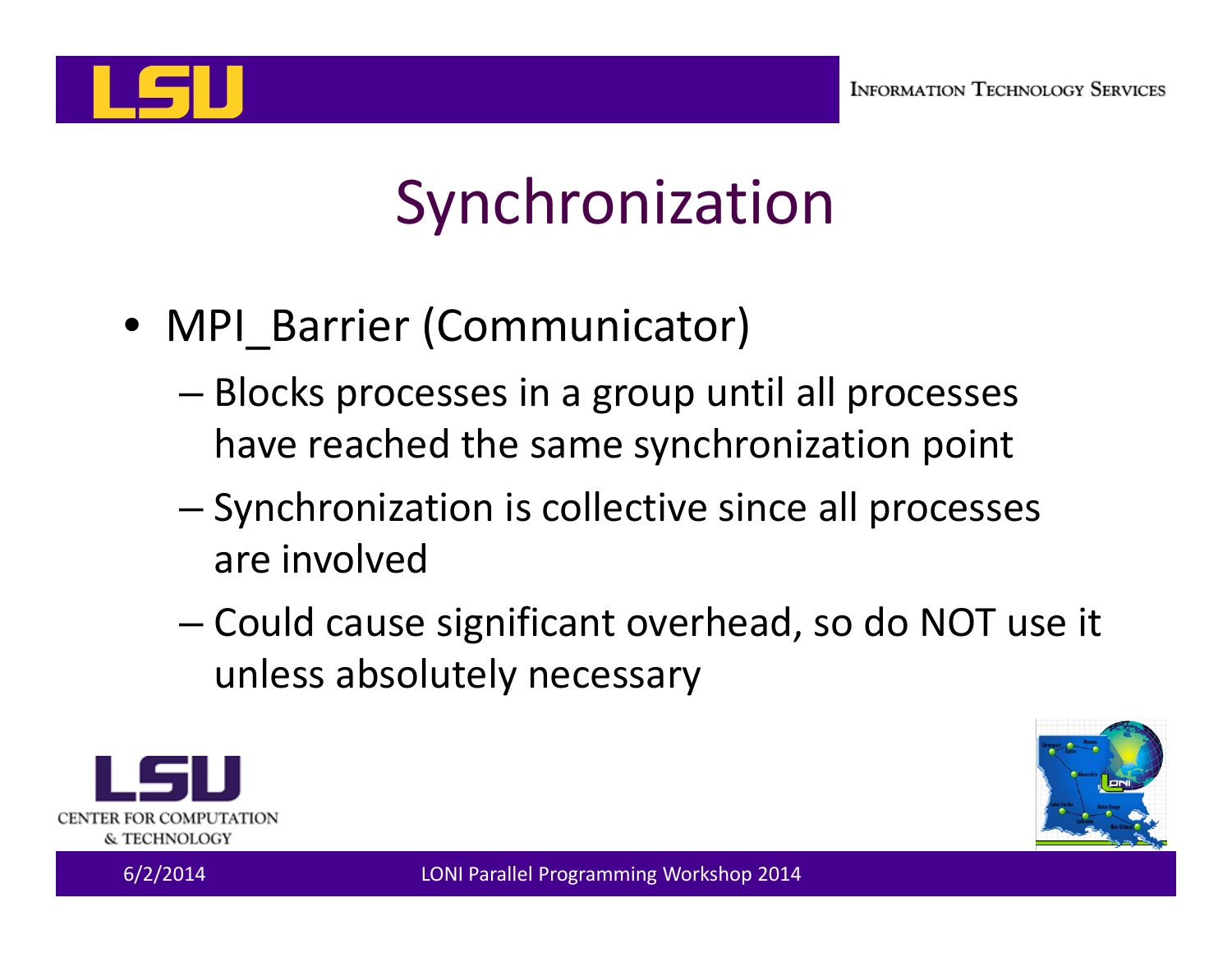# Synchronization

- MPI_Barrier (Communicator)
  - Blocks processes in a group until all processes have reached the same synchronization point
  - Synchronization is collective since all processes are involved
  - Could cause significant overhead, so do NOT use it unless absolutely necessary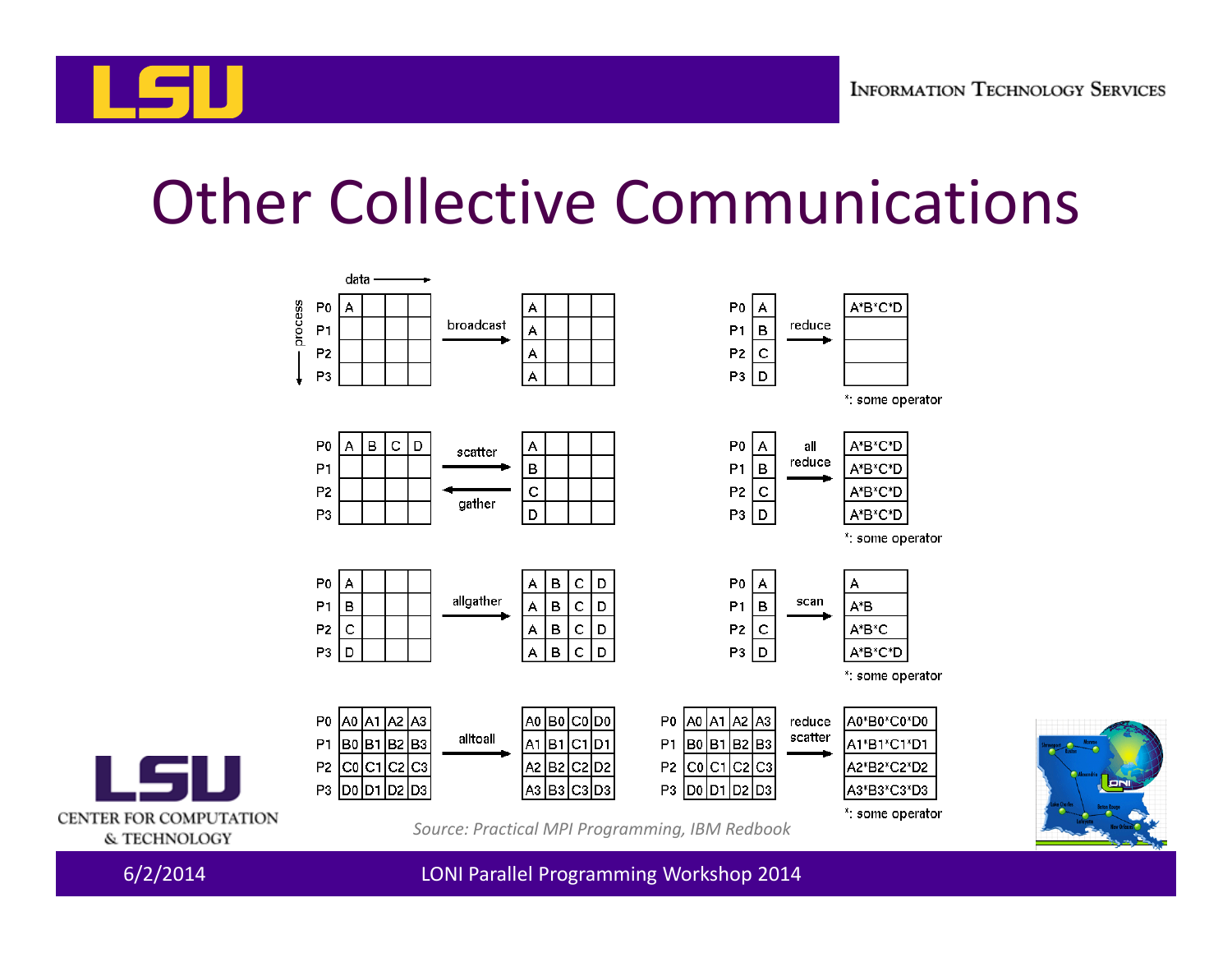# Other Collective Communications

**broadcast** (data →, process ↓)

| | Before | | | | | After | | | |
|---|---|---|---|---|---|---|---|---|---|
| P0 | A | | | | | A | | | |
| P1 | | | | | | A | | | |
| P2 | | | | | | A | | | |
| P3 | | | | | | A | | | |

**reduce**

| | Before | After |
|---|---|---|
| P0 | A | A*B*C*D |
| P1 | B | |
| P2 | C | |
| P3 | D | |

*: some operator

**scatter** (→) / **gather** (←)

| | | | | | | | | | |
|---|---|---|---|---|---|---|---|---|---|
| P0 | A | B | C | D | | A | | | |
| P1 | | | | | | B | | | |
| P2 | | | | | | C | | | |
| P3 | | | | | | D | | | |

**all reduce**

| | Before | After |
|---|---|---|
| P0 | A | A*B*C*D |
| P1 | B | A*B*C*D |
| P2 | C | A*B*C*D |
| P3 | D | A*B*C*D |

*: some operator

**allgather**

| | Before | | | | | After | | | |
|---|---|---|---|---|---|---|---|---|---|
| P0 | A | | | | | A | B | C | D |
| P1 | B | | | | | A | B | C | D |
| P2 | C | | | | | A | B | C | D |
| P3 | D | | | | | A | B | C | D |

**scan**

| | Before | After |
|---|---|---|
| P0 | A | A |
| P1 | B | A*B |
| P2 | C | A*B*C |
| P3 | D | A*B*C*D |

*: some operator

**alltoall**

| | Before | | | | | After | | | |
|---|---|---|---|---|---|---|---|---|---|
| P0 | A0 | A1 | A2 | A3 | | A0 | B0 | C0 | D0 |
| P1 | B0 | B1 | B2 | B3 | | A1 | B1 | C1 | D1 |
| P2 | C0 | C1 | C2 | C3 | | A2 | B2 | C2 | D2 |
| P3 | D0 | D1 | D2 | D3 | | A3 | B3 | C3 | D3 |

**reduce scatter**

| | Before | | | | After |
|---|---|---|---|---|---|
| P0 | A0 | A1 | A2 | A3 | A0*B0*C0*D0 |
| P1 | B0 | B1 | B2 | B3 | A1*B1*C1*D1 |
| P2 | C0 | C1 | C2 | C3 | A2*B2*C2*D2 |
| P3 | D0 | D1 | D2 | D3 | A3*B3*C3*D3 |

*: some operator

*Source: Practical MPI Programming, IBM Redbook*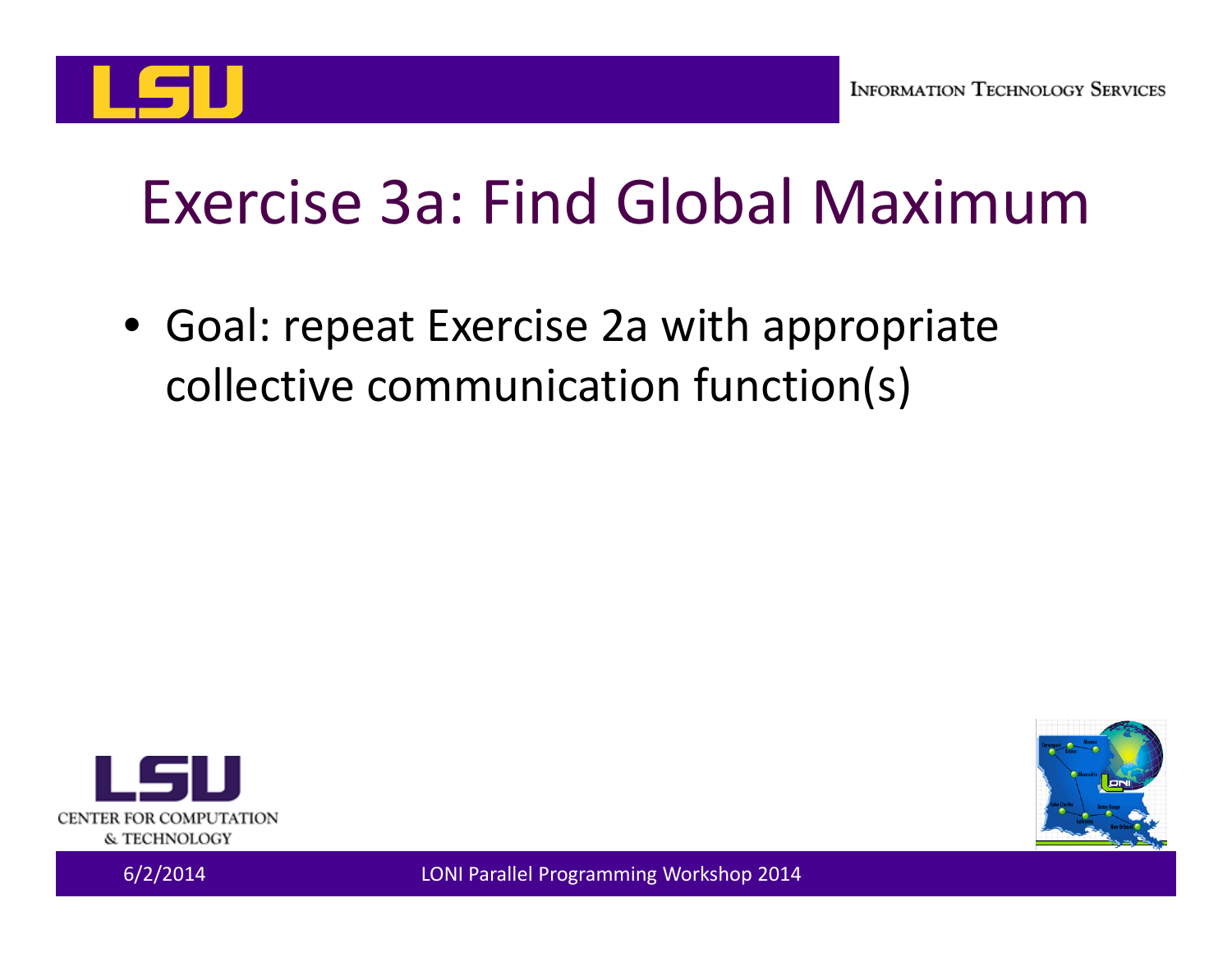# Exercise 3a: Find Global Maximum

- Goal: repeat Exercise 2a with appropriate collective communication function(s)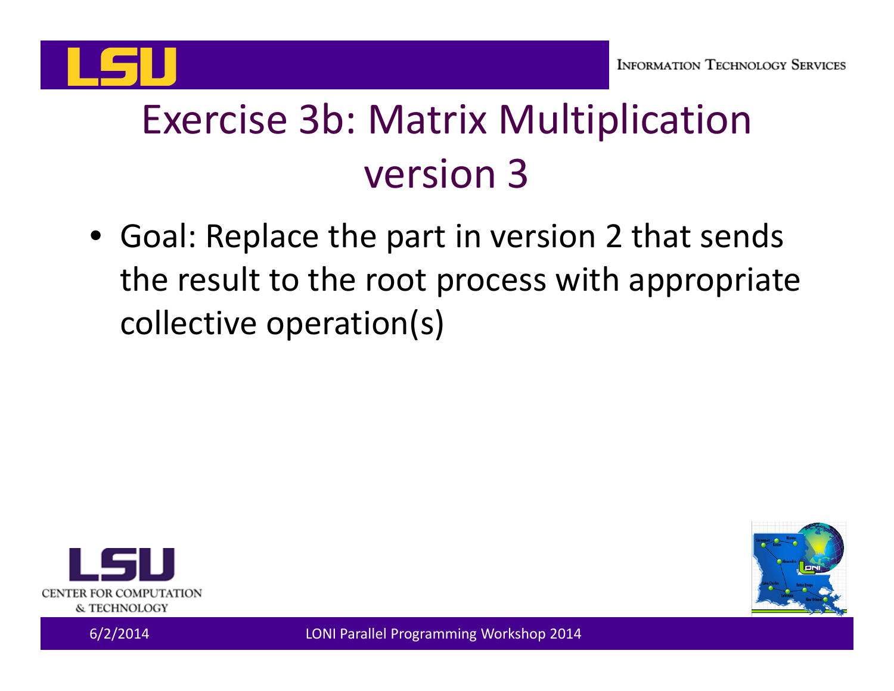# Exercise 3b: Matrix Multiplication version 3

- Goal: Replace the part in version 2 that sends the result to the root process with appropriate collective operation(s)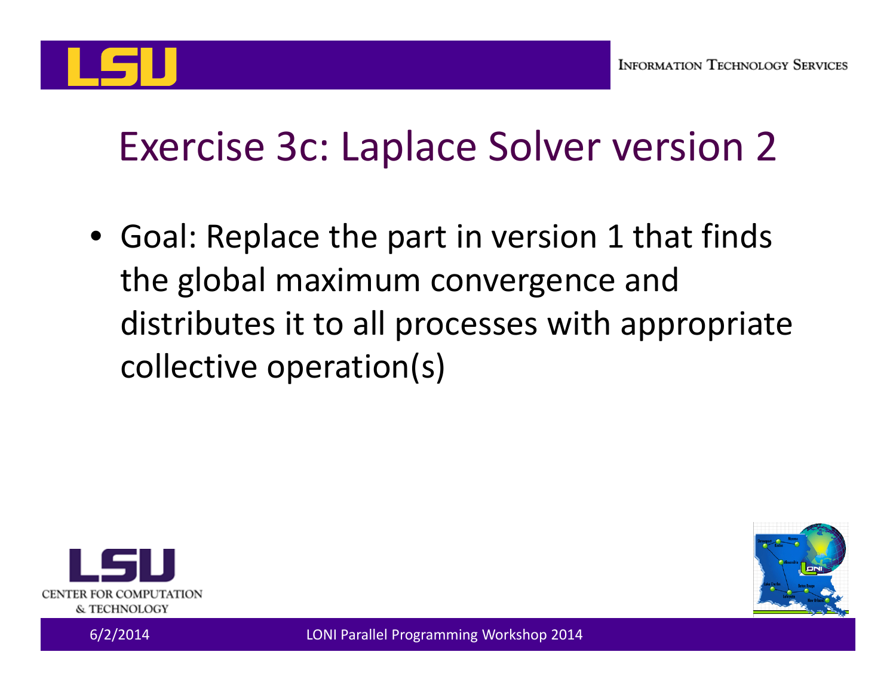# Exercise 3c: Laplace Solver version 2

- Goal: Replace the part in version 1 that finds the global maximum convergence and distributes it to all processes with appropriate collective operation(s)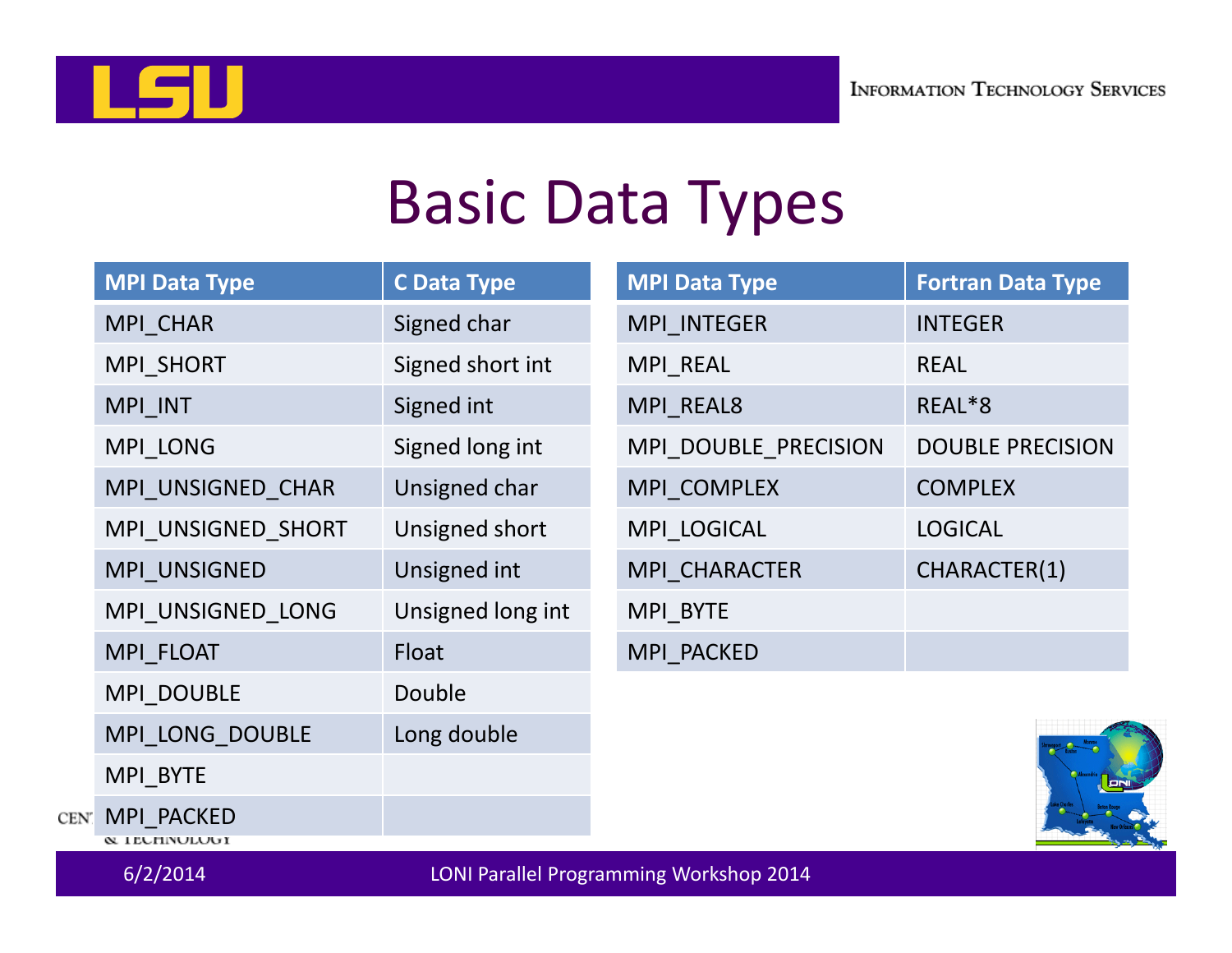# Basic Data Types

| MPI Data Type | C Data Type |
|---|---|
| MPI_CHAR | Signed char |
| MPI_SHORT | Signed short int |
| MPI_INT | Signed int |
| MPI_LONG | Signed long int |
| MPI_UNSIGNED_CHAR | Unsigned char |
| MPI_UNSIGNED_SHORT | Unsigned short |
| MPI_UNSIGNED | Unsigned int |
| MPI_UNSIGNED_LONG | Unsigned long int |
| MPI_FLOAT | Float |
| MPI_DOUBLE | Double |
| MPI_LONG_DOUBLE | Long double |
| MPI_BYTE | |
| MPI_PACKED | |

| MPI Data Type | Fortran Data Type |
|---|---|
| MPI_INTEGER | INTEGER |
| MPI_REAL | REAL |
| MPI_REAL8 | REAL*8 |
| MPI_DOUBLE_PRECISION | DOUBLE PRECISION |
| MPI_COMPLEX | COMPLEX |
| MPI_LOGICAL | LOGICAL |
| MPI_CHARACTER | CHARACTER(1) |
| MPI_BYTE | |
| MPI_PACKED | |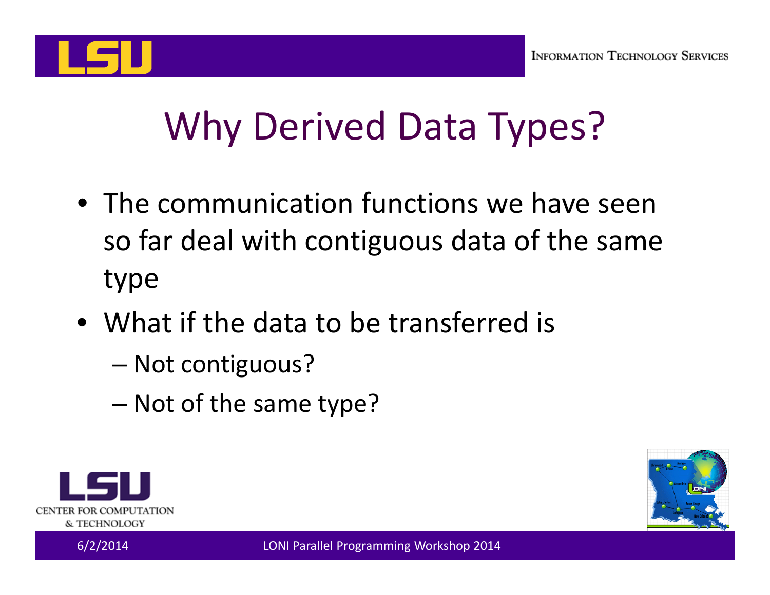# Why Derived Data Types?

- The communication functions we have seen so far deal with contiguous data of the same type
- What if the data to be transferred is
  - Not contiguous?
  - Not of the same type?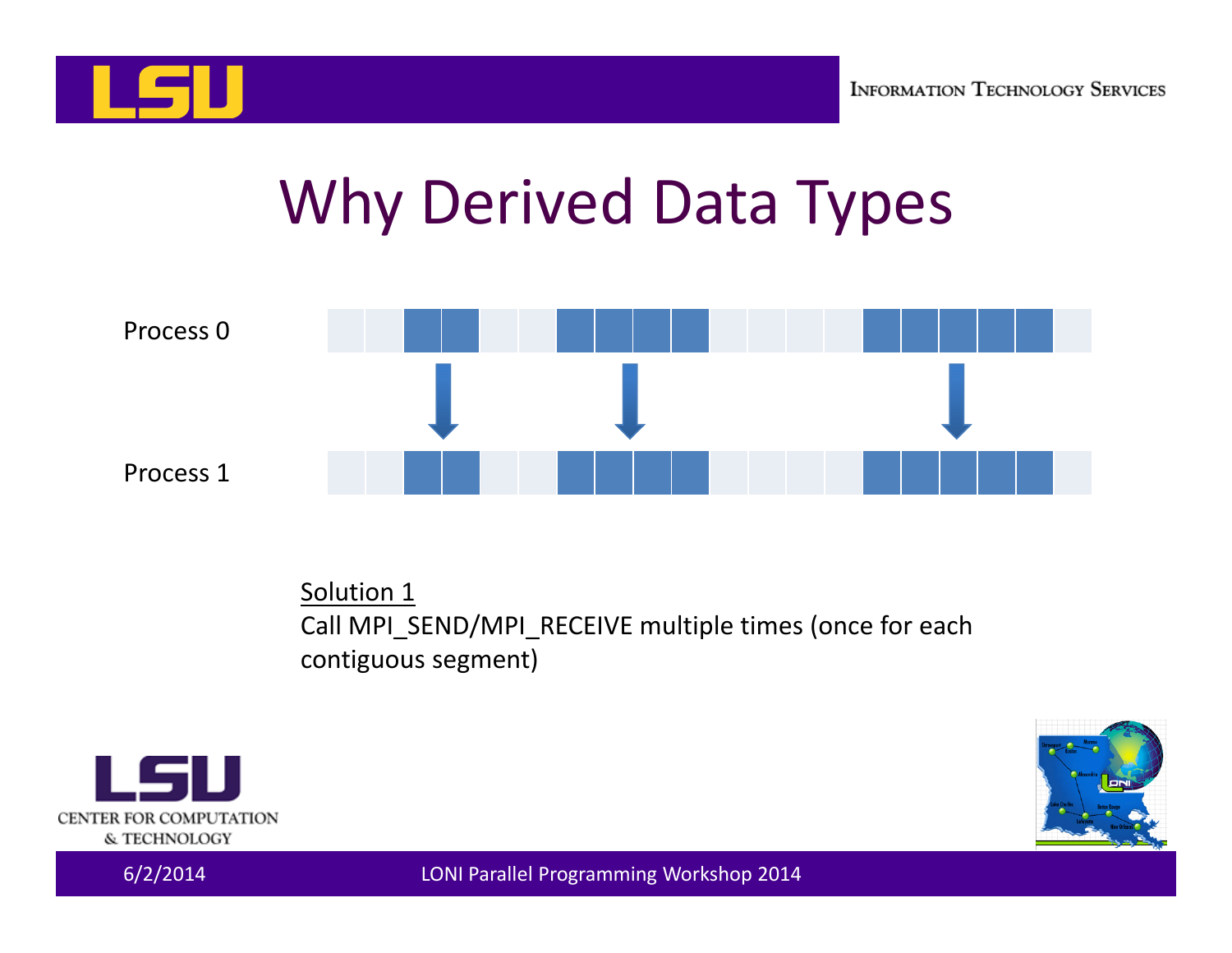# Why Derived Data Types

Process 0

Process 1

Solution 1

Call MPI_SEND/MPI_RECEIVE multiple times (once for each contiguous segment)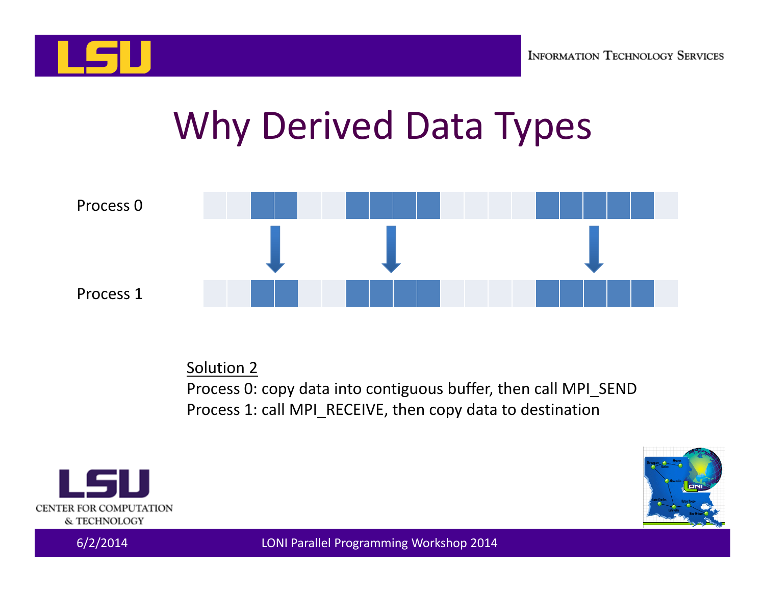# Why Derived Data Types

Process 0

Process 1

Solution 2

Process 0: copy data into contiguous buffer, then call MPI_SEND

Process 1: call MPI_RECEIVE, then copy data to destination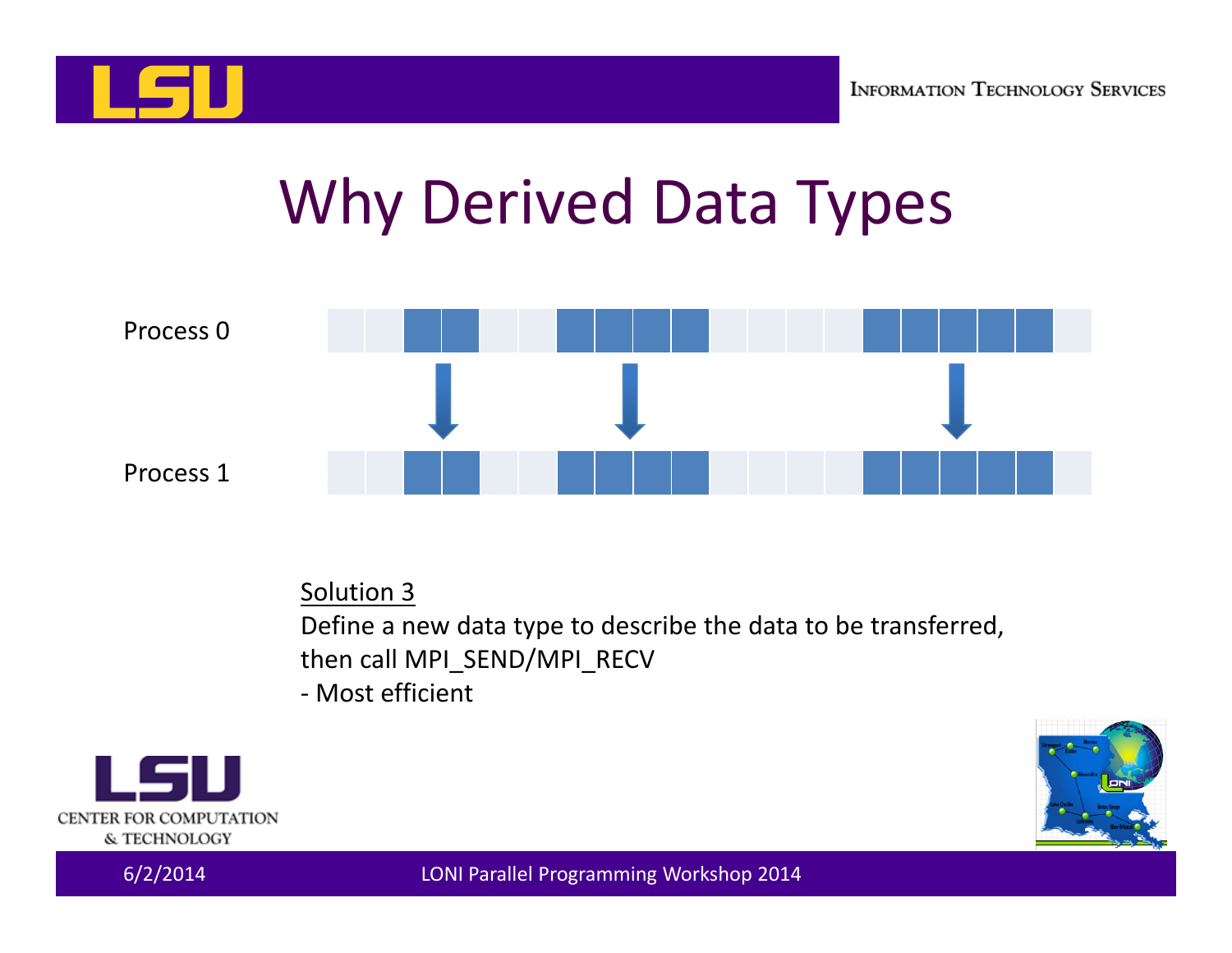# Why Derived Data Types

Process 0

Process 1

Solution 3

Define a new data type to describe the data to be transferred, then call MPI_SEND/MPI_RECV

- Most efficient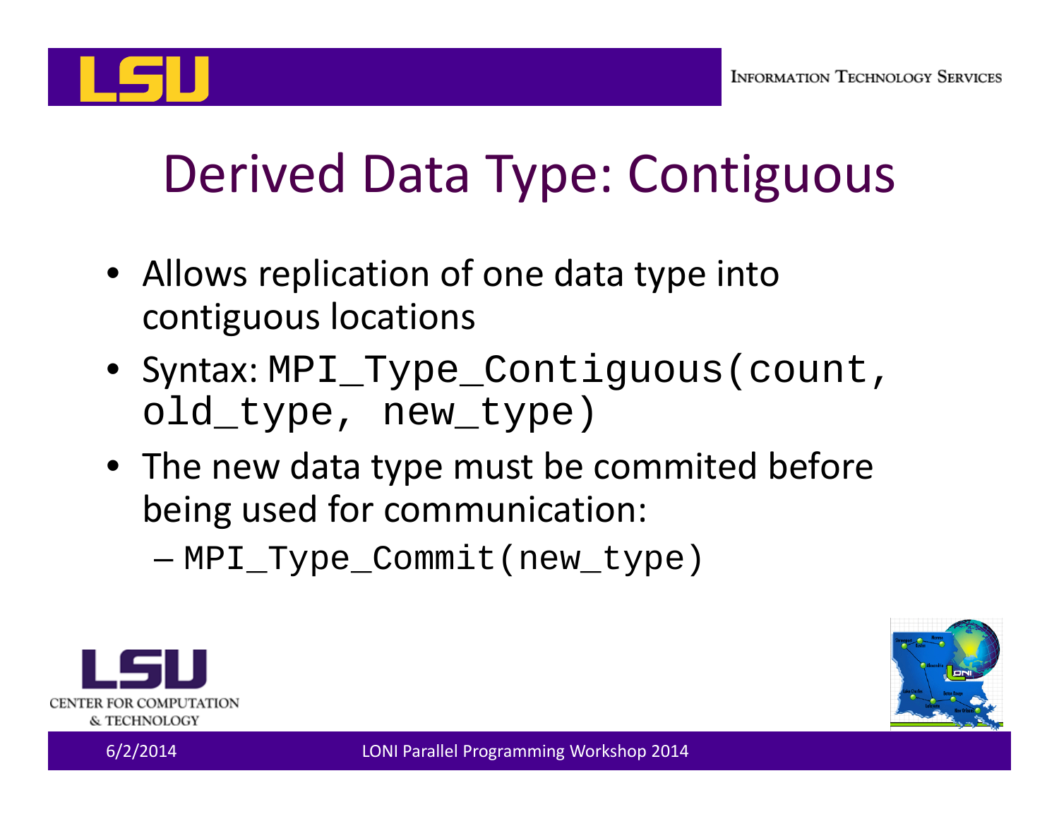# Derived Data Type: Contiguous

- Allows replication of one data type into contiguous locations
- Syntax: `MPI_Type_Contiguous(count, old_type, new_type)`
- The new data type must be commited before being used for communication:
  - `MPI_Type_Commit(new_type)`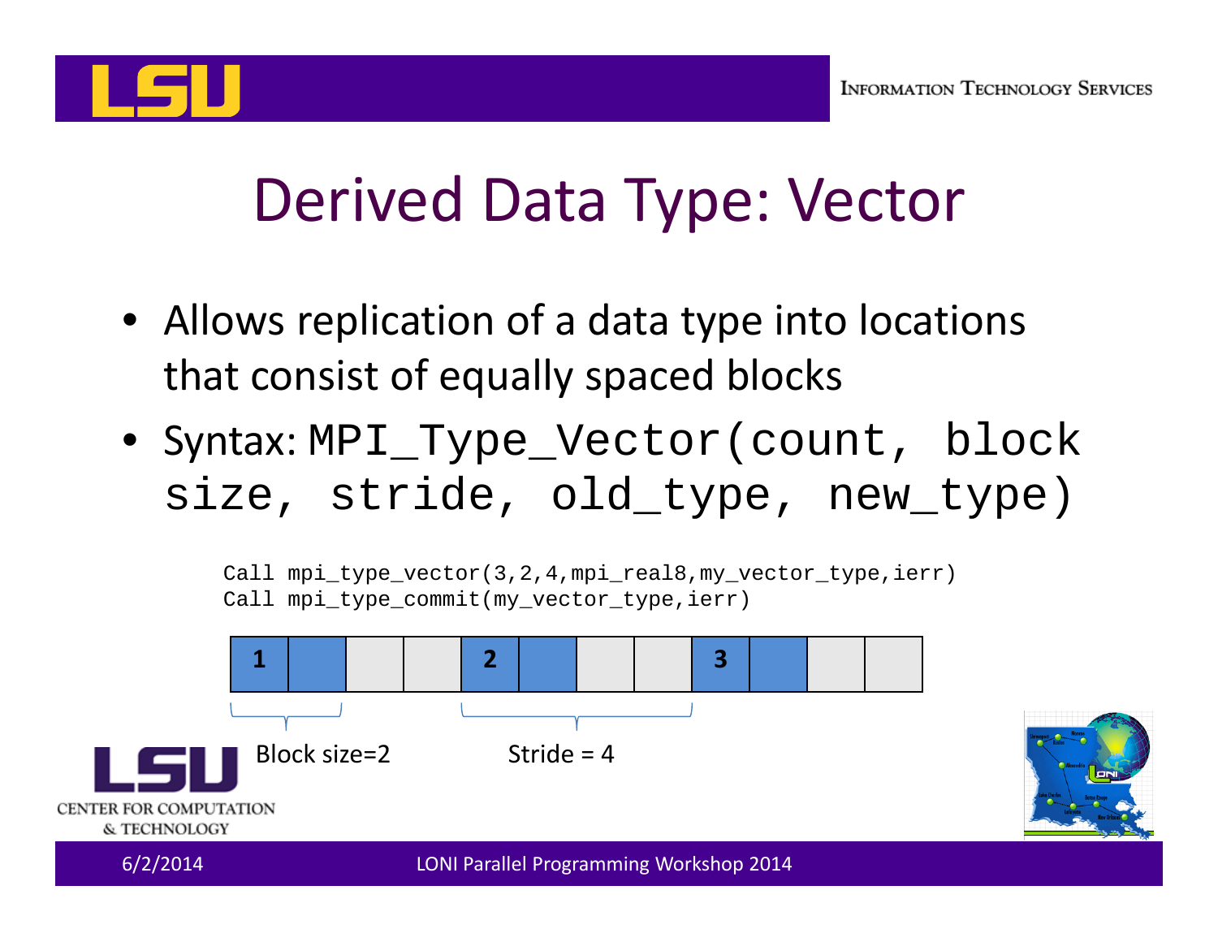# Derived Data Type: Vector

- Allows replication of a data type into locations that consist of equally spaced blocks
- Syntax: `MPI_Type_Vector(count, block size, stride, old_type, new_type)`

```
Call mpi_type_vector(3,2,4,mpi_real8,my_vector_type,ierr)
Call mpi_type_commit(my_vector_type,ierr)
```

| 1 | | | | 2 | | | | 3 | | | |
|---|---|---|---|---|---|---|---|---|---|---|---|

Block size=2

Stride = 4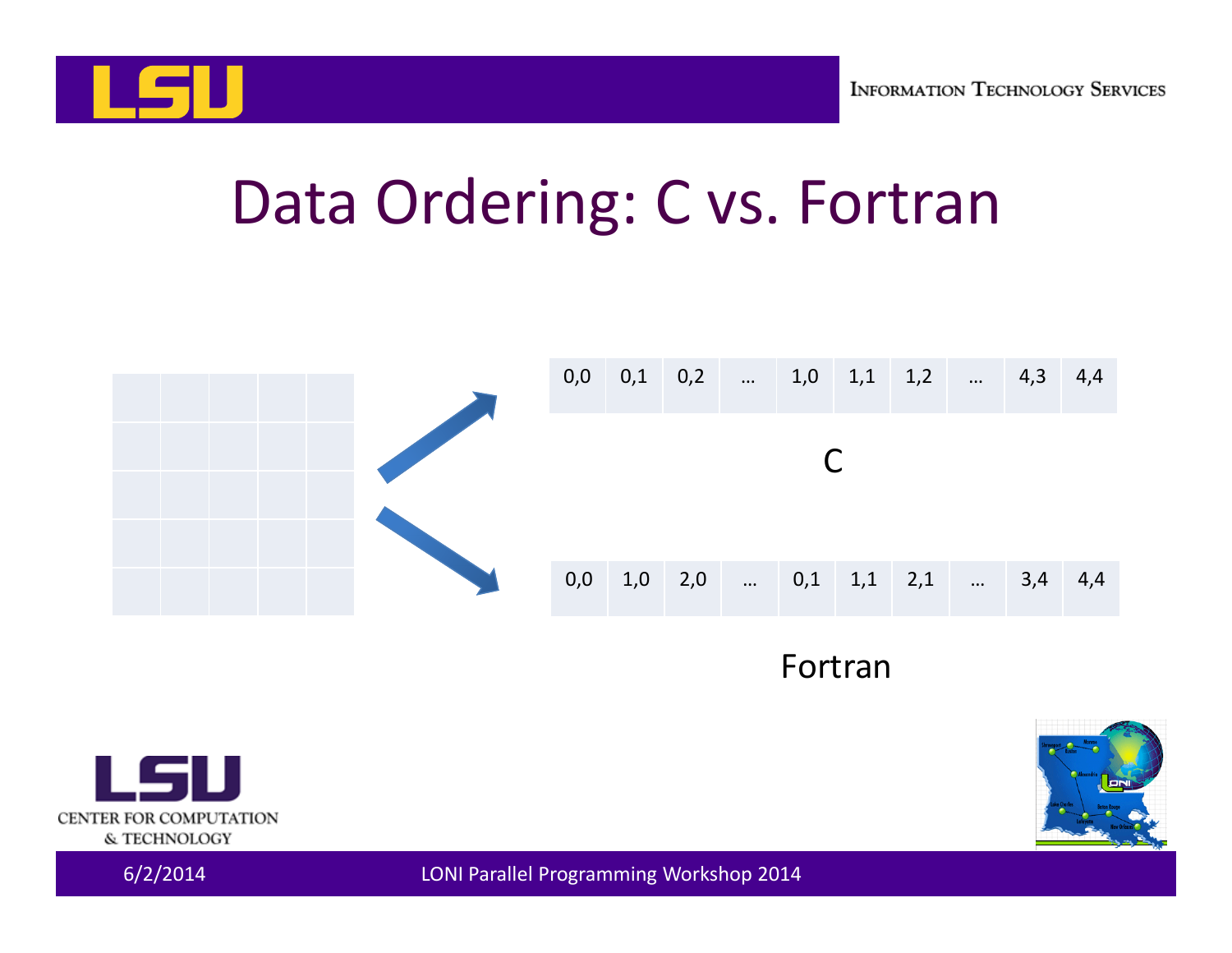# Data Ordering: C vs. Fortran

| 0,0 | 0,1 | 0,2 | … | 1,0 | 1,1 | 1,2 | … | 4,3 | 4,4 |
|---|---|---|---|---|---|---|---|---|---|

C

| 0,0 | 1,0 | 2,0 | … | 0,1 | 1,1 | 2,1 | … | 3,4 | 4,4 |
|---|---|---|---|---|---|---|---|---|---|

Fortran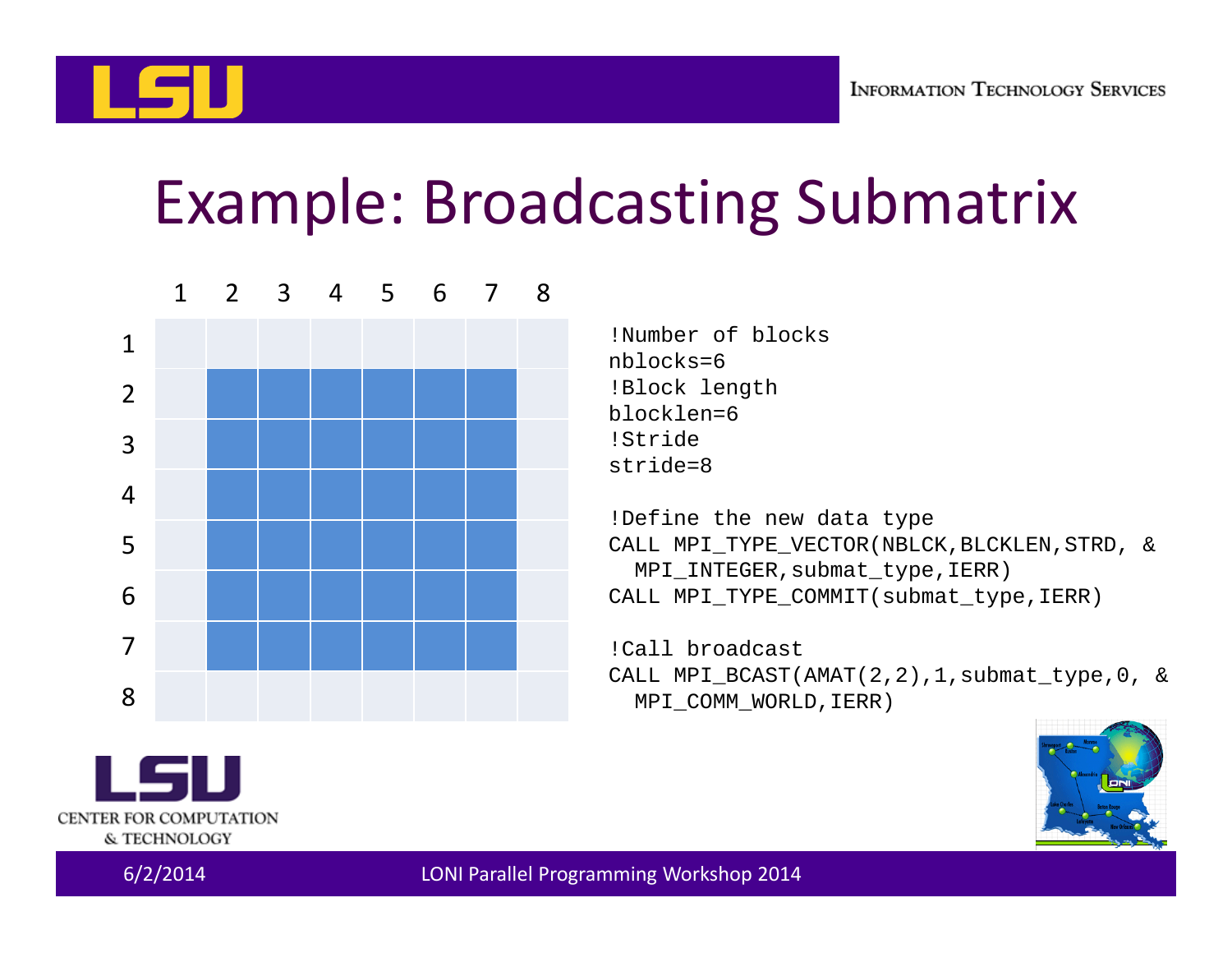# Example: Broadcasting Submatrix

|   | 1 | 2 | 3 | 4 | 5 | 6 | 7 | 8 |
|---|---|---|---|---|---|---|---|---|
| 1 |   |   |   |   |   |   |   |   |
| 2 |   | ■ | ■ | ■ | ■ | ■ | ■ |   |
| 3 |   | ■ | ■ | ■ | ■ | ■ | ■ |   |
| 4 |   | ■ | ■ | ■ | ■ | ■ | ■ |   |
| 5 |   | ■ | ■ | ■ | ■ | ■ | ■ |   |
| 6 |   | ■ | ■ | ■ | ■ | ■ | ■ |   |
| 7 |   | ■ | ■ | ■ | ■ | ■ | ■ |   |
| 8 |   |   |   |   |   |   |   |   |

```
!Number of blocks
nblocks=6
!Block length
blocklen=6
!Stride
stride=8

!Define the new data type
CALL MPI_TYPE_VECTOR(NBLCK,BLCKLEN,STRD, &
  MPI_INTEGER,submat_type,IERR)
CALL MPI_TYPE_COMMIT(submat_type,IERR)

!Call broadcast
CALL MPI_BCAST(AMAT(2,2),1,submat_type,0, &
  MPI_COMM_WORLD,IERR)
```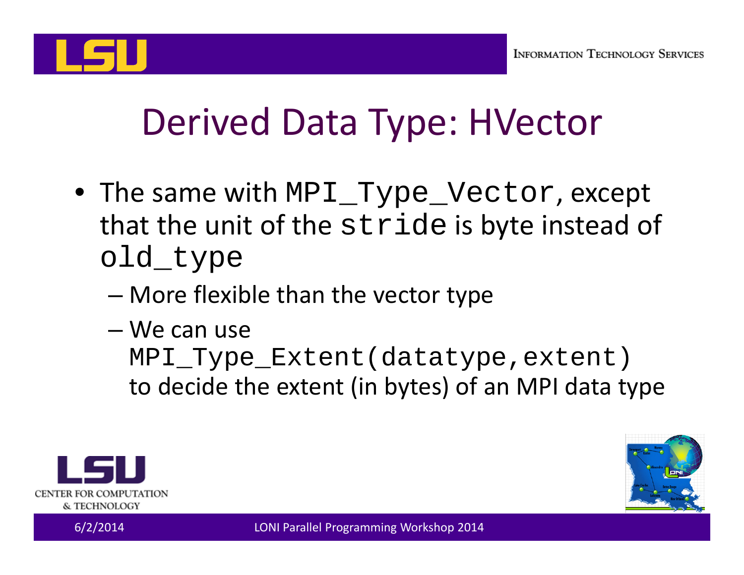# Derived Data Type: HVector

- The same with `MPI_Type_Vector`, except that the unit of the `stride` is byte instead of `old_type`
  - More flexible than the vector type
  - We can use `MPI_Type_Extent(datatype,extent)` to decide the extent (in bytes) of an MPI data type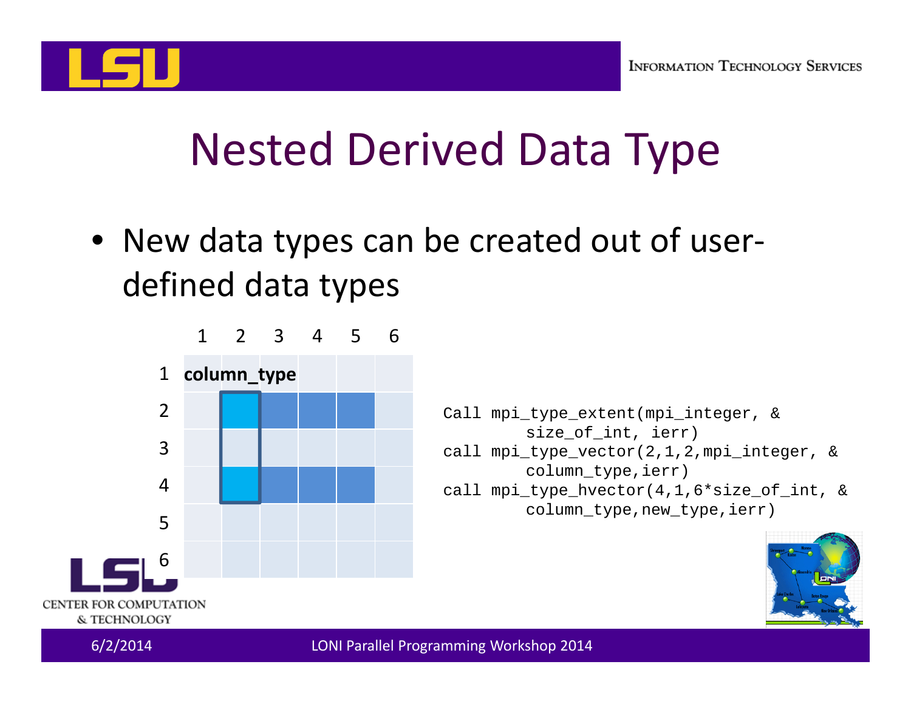# Nested Derived Data Type

- New data types can be created out of user-defined data types

|  | 1 | 2 | 3 | 4 | 5 | 6 |
|---|---|---|---|---|---|---|
| 1 | **column_type** | | | | | |
| 2 | | | | | | |
| 3 | | | | | | |
| 4 | | | | | | |
| 5 | | | | | | |
| 6 | | | | | | |

```
Call mpi_type_extent(mpi_integer, &
      size_of_int, ierr)
call mpi_type_vector(2,1,2,mpi_integer, &
      column_type,ierr)
call mpi_type_hvector(4,1,6*size_of_int, &
      column_type,new_type,ierr)
```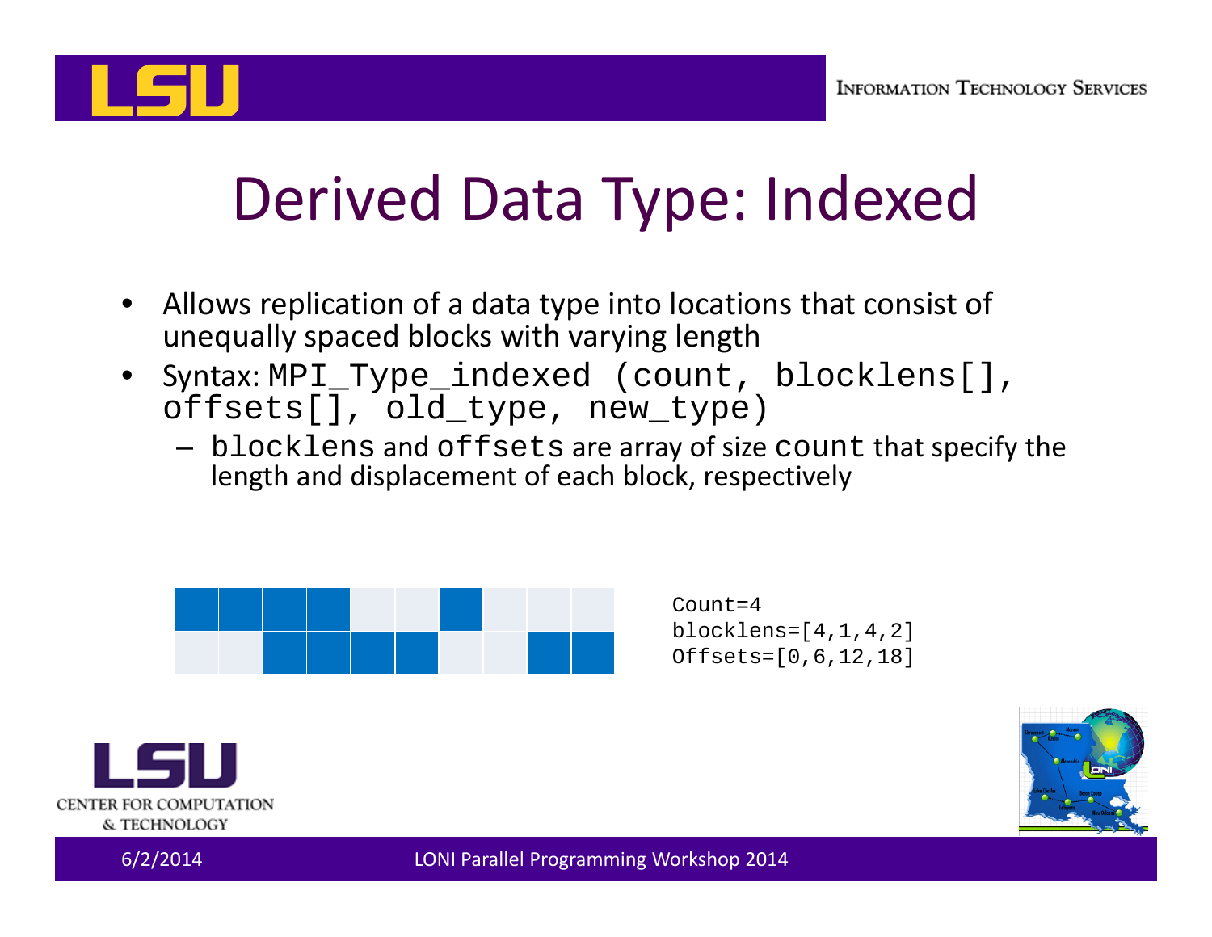# Derived Data Type: Indexed

- Allows replication of a data type into locations that consist of unequally spaced blocks with varying length
- Syntax: `MPI_Type_indexed (count, blocklens[], offsets[], old_type, new_type)`
  - `blocklens` and `offsets` are array of size `count` that specify the length and displacement of each block, respectively

```
Count=4
blocklens=[4,1,4,2]
Offsets=[0,6,12,18]
```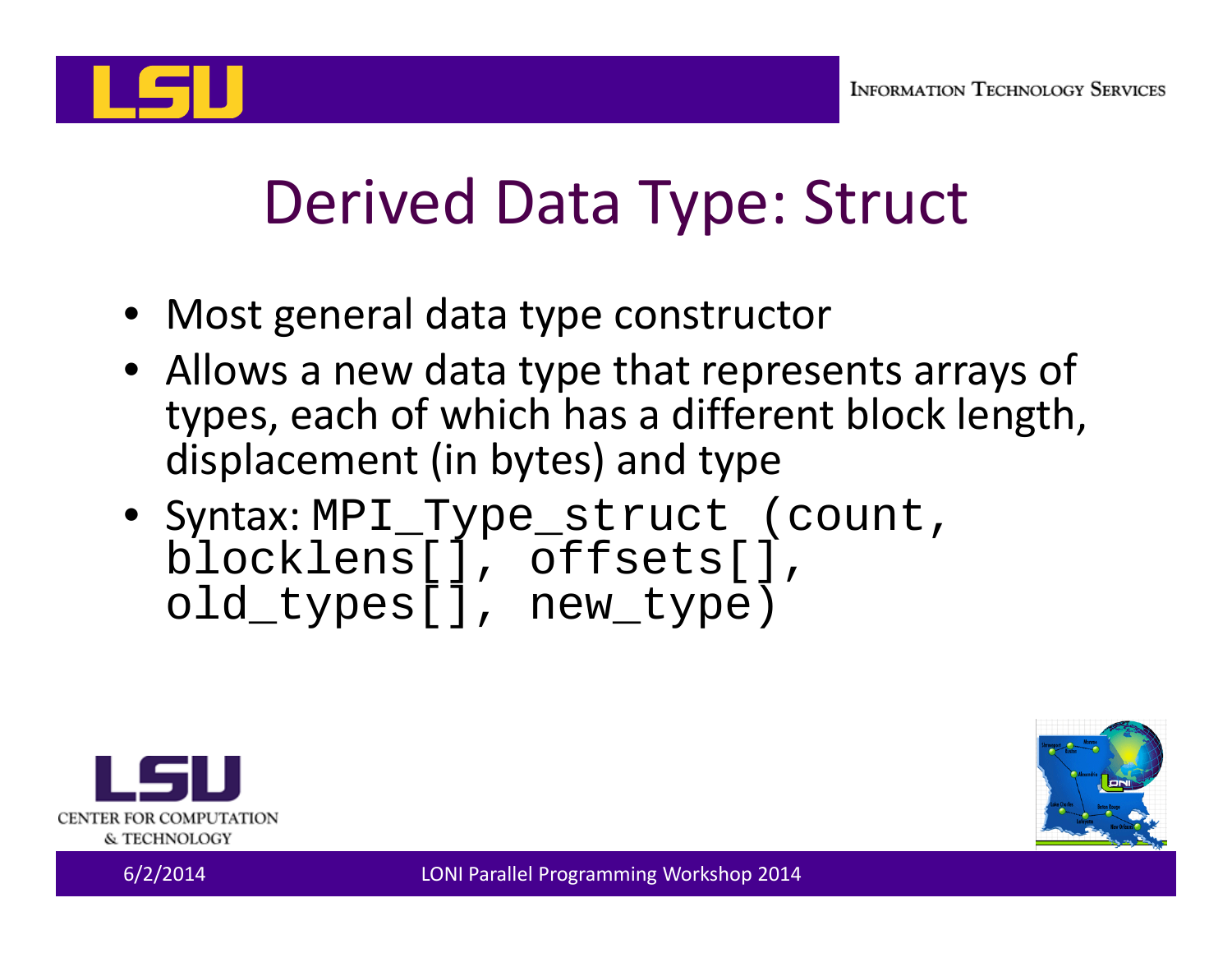# Derived Data Type: Struct

- Most general data type constructor
- Allows a new data type that represents arrays of types, each of which has a different block length, displacement (in bytes) and type
- Syntax: `MPI_Type_struct (count, blocklens[], offsets[], old_types[], new_type)`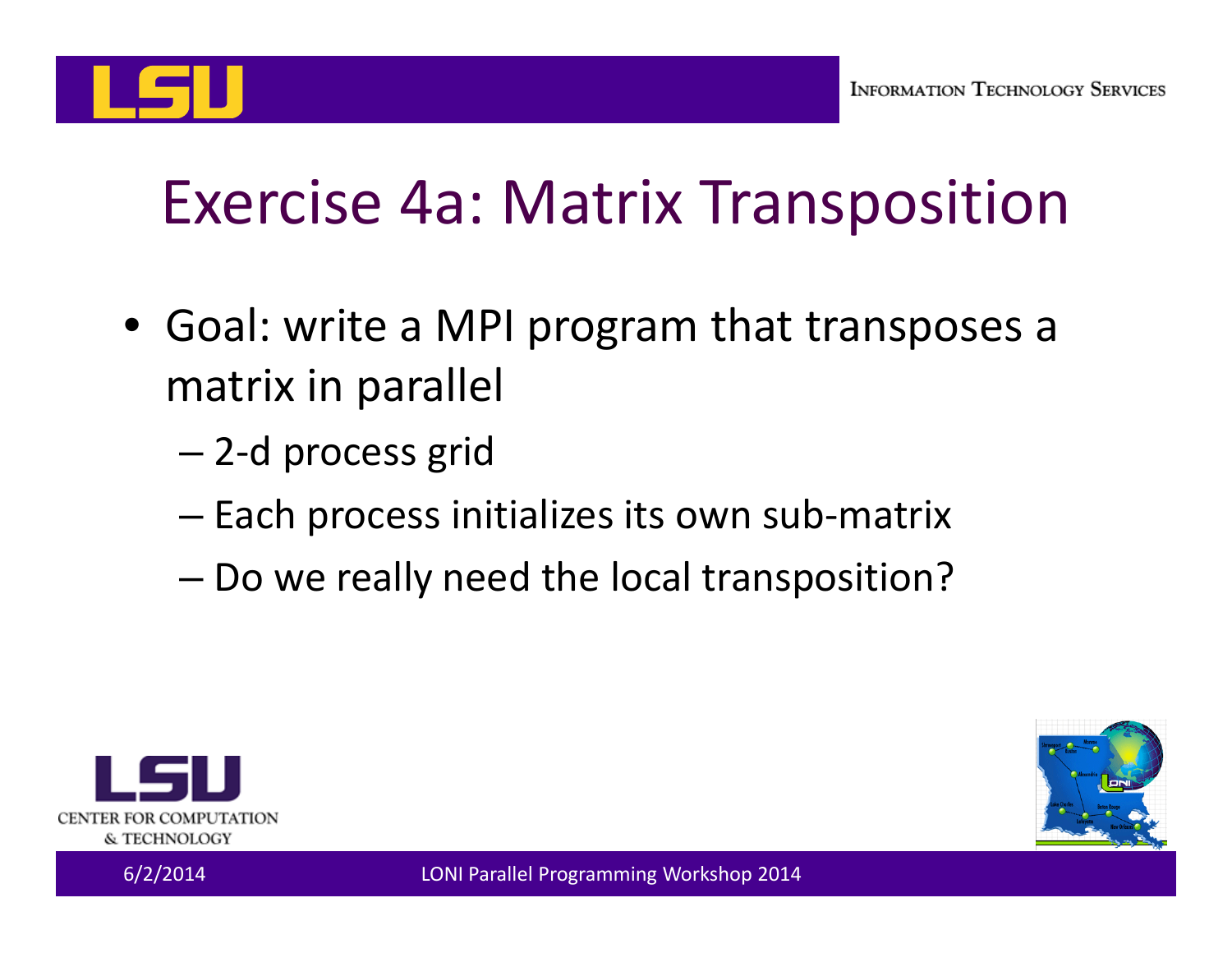# Exercise 4a: Matrix Transposition

- Goal: write a MPI program that transposes a matrix in parallel
  - 2-d process grid
  - Each process initializes its own sub-matrix
  - Do we really need the local transposition?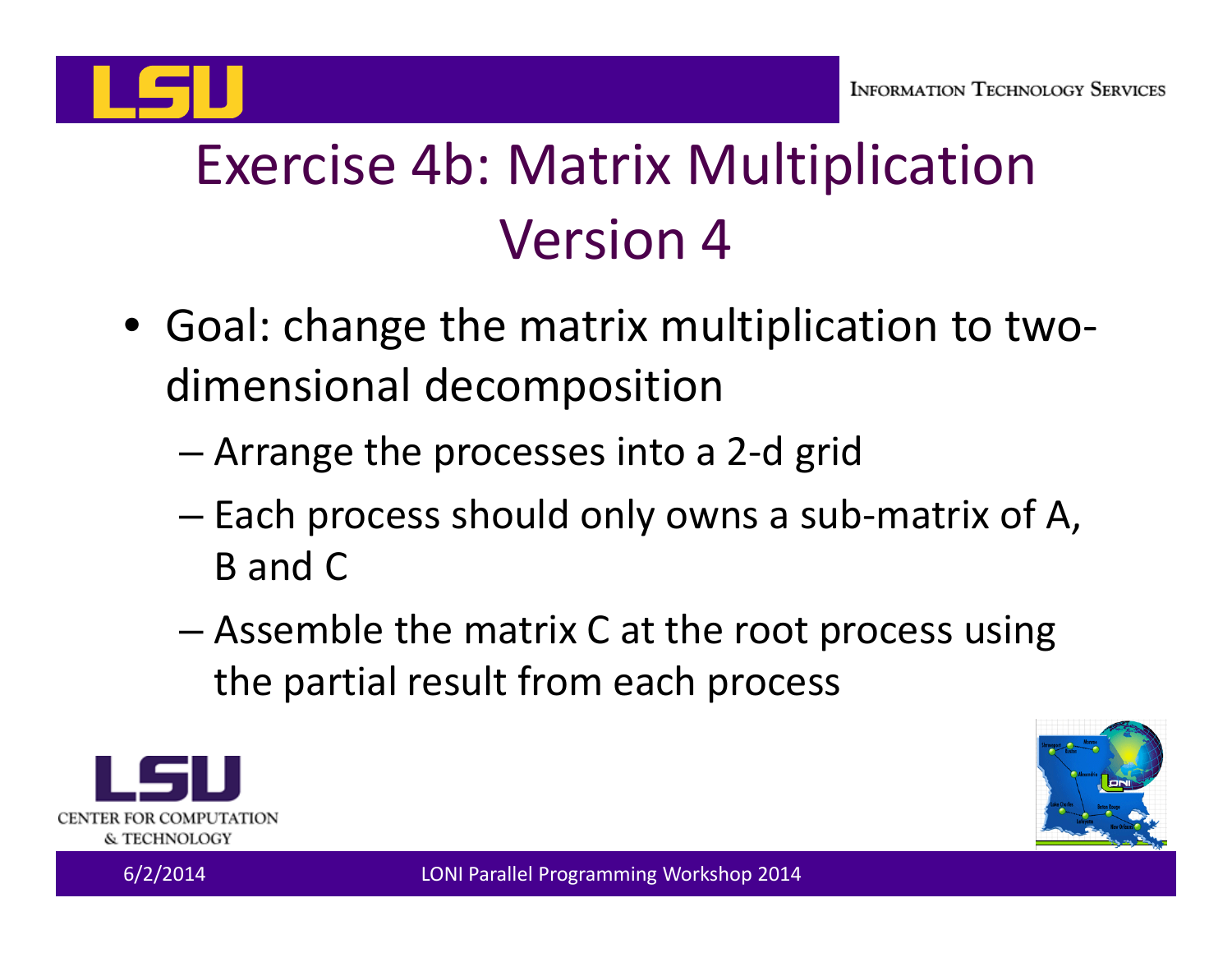# Exercise 4b: Matrix Multiplication Version 4

- Goal: change the matrix multiplication to two-dimensional decomposition
  - Arrange the processes into a 2-d grid
  - Each process should only owns a sub-matrix of A, B and C
  - Assemble the matrix C at the root process using the partial result from each process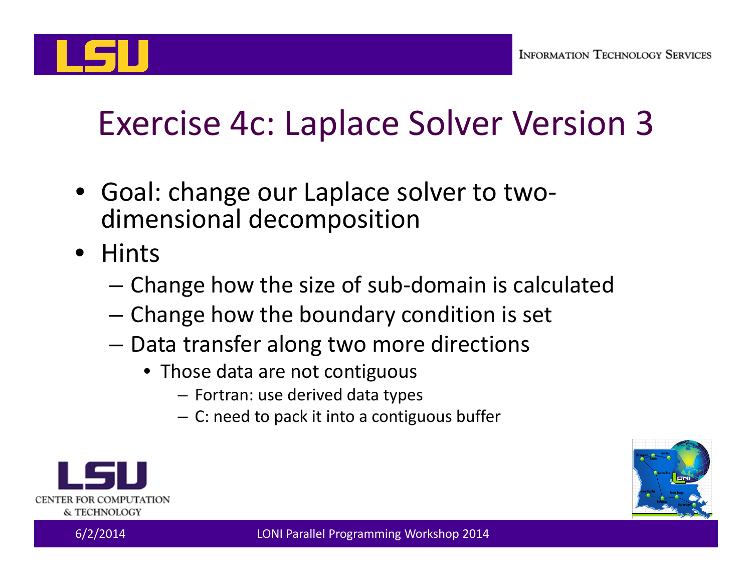# Exercise 4c: Laplace Solver Version 3

- Goal: change our Laplace solver to two-dimensional decomposition
- Hints
  - Change how the size of sub-domain is calculated
  - Change how the boundary condition is set
  - Data transfer along two more directions
    - Those data are not contiguous
      - Fortran: use derived data types
      - C: need to pack it into a contiguous buffer